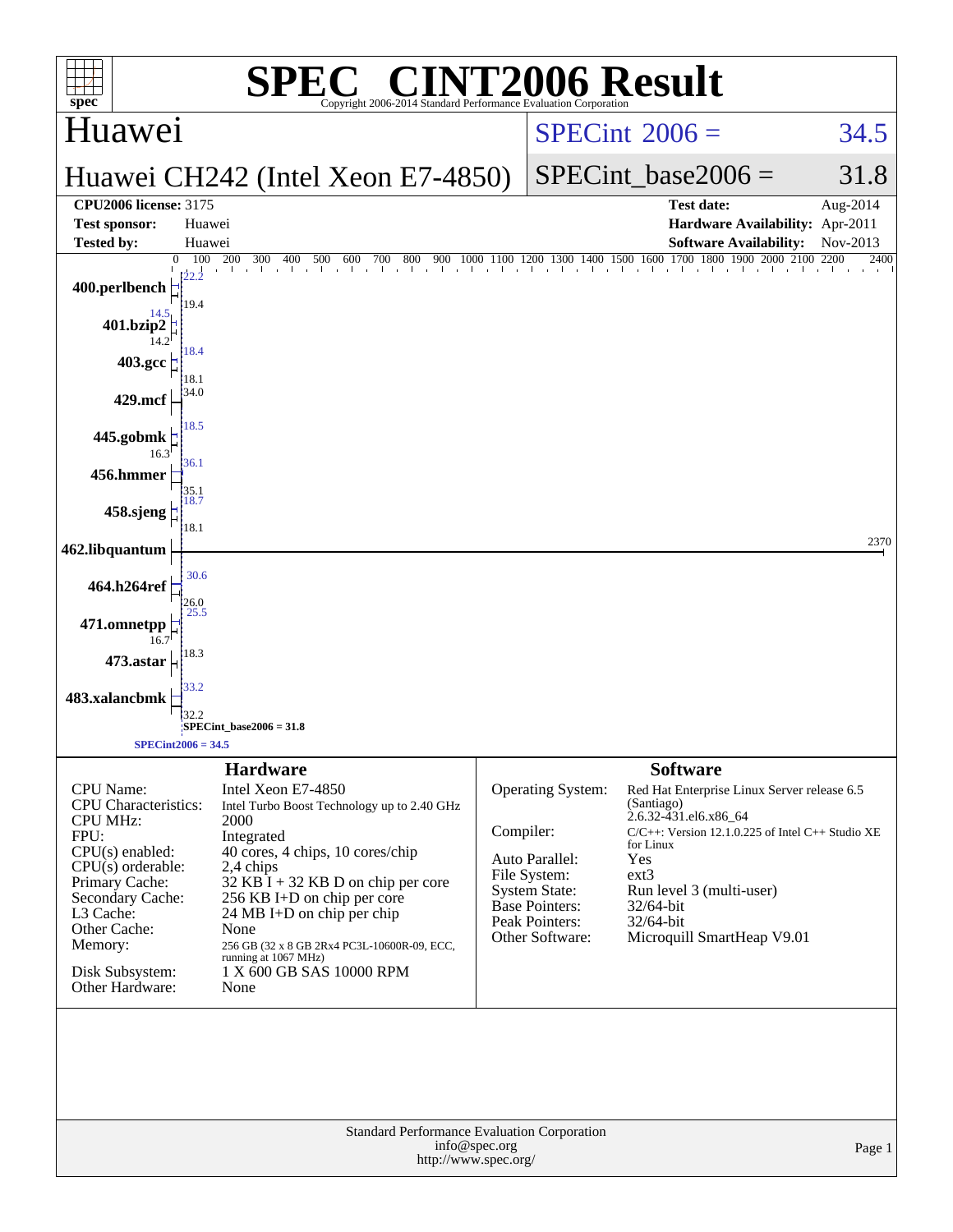# SPEC CINT2006 Result

Copyright 2006-2014 Standard Performance Evaluation Corporation

## Huawei

## Huawei CH242 (Intel Xeon E7-4850)

| | |
|---|---|
| SPECint 2006 = | 34.5 |
| SPECint_base2006 = | 31.8 |

| | | | |
|---|---|---|---|
| **CPU2006 license:** 3175 | | **Test date:** | Aug-2014 |
| **Test sponsor:** | Huawei | **Hardware Availability:** | Apr-2011 |
| **Tested by:** | Huawei | **Software Availability:** | Nov-2013 |

| Benchmark | Peak | Base |
|---|---|---|
| 400.perlbench | 22.2 | 19.4 |
| 401.bzip2 | 14.5 | 14.2 |
| 403.gcc | 18.4 | 18.1 |
| 429.mcf | 34.0 | 34.0 |
| 445.gobmk | 18.5 | 16.3 |
| 456.hmmer | 36.1 | 35.1 |
| 458.sjeng | 18.7 | 18.1 |
| 462.libquantum | 2370 | 2370 |
| 464.h264ref | 30.6 | 26.0 |
| 471.omnetpp | 25.5 | 16.7 |
| 473.astar | 18.3 | 18.3 |
| 483.xalancbmk | 33.2 | 32.2 |

SPECint_base2006 = 31.8

SPECint2006 = 34.5

## Hardware

| | |
|---|---|
| CPU Name: | Intel Xeon E7-4850 |
| CPU Characteristics: | Intel Turbo Boost Technology up to 2.40 GHz |
| CPU MHz: | 2000 |
| FPU: | Integrated |
| CPU(s) enabled: | 40 cores, 4 chips, 10 cores/chip |
| CPU(s) orderable: | 2,4 chips |
| Primary Cache: | 32 KB I + 32 KB D on chip per core |
| Secondary Cache: | 256 KB I+D on chip per core |
| L3 Cache: | 24 MB I+D on chip per chip |
| Other Cache: | None |
| Memory: | 256 GB (32 x 8 GB 2Rx4 PC3L-10600R-09, ECC, running at 1067 MHz) |
| Disk Subsystem: | 1 X 600 GB SAS 10000 RPM |
| Other Hardware: | None |

## Software

| | |
|---|---|
| Operating System: | Red Hat Enterprise Linux Server release 6.5 (Santiago) 2.6.32-431.el6.x86_64 |
| Compiler: | C/C++: Version 12.1.0.225 of Intel C++ Studio XE for Linux |
| Auto Parallel: | Yes |
| File System: | ext3 |
| System State: | Run level 3 (multi-user) |
| Base Pointers: | 32/64-bit |
| Peak Pointers: | 32/64-bit |
| Other Software: | Microquill SmartHeap V9.01 |

Standard Performance Evaluation Corporation
info@spec.org
http://www.spec.org/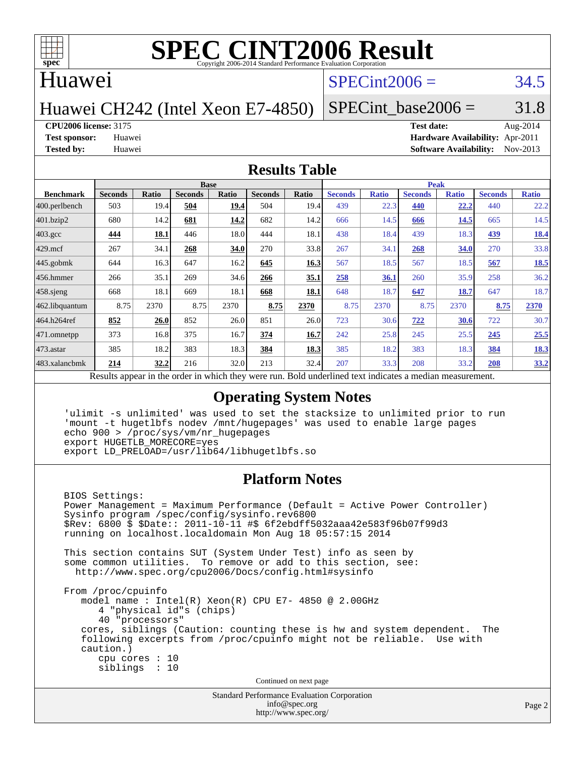# SPEC CINT2006 Result

Copyright 2006-2014 Standard Performance Evaluation Corporation

## Huawei

Huawei CH242 (Intel Xeon E7-4850)

SPECint2006 = 34.5

SPECint_base2006 = 31.8

**CPU2006 license:** 3175
**Test sponsor:** Huawei
**Tested by:** Huawei

**Test date:** Aug-2014
**Hardware Availability:** Apr-2011
**Software Availability:** Nov-2013

## Results Table

| Benchmark | Base | | | | | | Peak | | | | | |
|---|---|---|---|---|---|---|---|---|---|---|---|---|
| | Seconds | Ratio | Seconds | Ratio | Seconds | Ratio | Seconds | Ratio | Seconds | Ratio | Seconds | Ratio |
| 400.perlbench | 503 | 19.4 | **504** | **19.4** | 504 | 19.4 | 439 | 22.3 | **440** | **22.2** | 440 | 22.2 |
| 401.bzip2 | 680 | 14.2 | **681** | **14.2** | 682 | 14.2 | 666 | 14.5 | **666** | **14.5** | 665 | 14.5 |
| 403.gcc | **444** | **18.1** | 446 | 18.0 | 444 | 18.1 | 438 | 18.4 | 439 | 18.3 | **439** | **18.4** |
| 429.mcf | 267 | 34.1 | **268** | **34.0** | 270 | 33.8 | 267 | 34.1 | **268** | **34.0** | 270 | 33.8 |
| 445.gobmk | 644 | 16.3 | 647 | 16.2 | **645** | **16.3** | 567 | 18.5 | 567 | 18.5 | **567** | **18.5** |
| 456.hmmer | 266 | 35.1 | 269 | 34.6 | **266** | **35.1** | **258** | **36.1** | 260 | 35.9 | 258 | 36.2 |
| 458.sjeng | 668 | 18.1 | 669 | 18.1 | **668** | **18.1** | 648 | 18.7 | **647** | **18.7** | 647 | 18.7 |
| 462.libquantum | 8.75 | 2370 | 8.75 | 2370 | **8.75** | **2370** | 8.75 | 2370 | 8.75 | 2370 | **8.75** | **2370** |
| 464.h264ref | **852** | **26.0** | 852 | 26.0 | 851 | 26.0 | 723 | 30.6 | **722** | **30.6** | 722 | 30.7 |
| 471.omnetpp | 373 | 16.8 | 375 | 16.7 | **374** | **16.7** | 242 | 25.8 | 245 | 25.5 | **245** | **25.5** |
| 473.astar | 385 | 18.2 | 383 | 18.3 | **384** | **18.3** | 385 | 18.2 | 383 | 18.3 | **384** | **18.3** |
| 483.xalancbmk | **214** | **32.2** | 216 | 32.0 | 213 | 32.4 | 207 | 33.3 | 208 | 33.2 | **208** | **33.2** |

Results appear in the order in which they were run. Bold underlined text indicates a median measurement.

## Operating System Notes

```
'ulimit -s unlimited' was used to set the stacksize to unlimited prior to run
'mount -t hugetlbfs nodev /mnt/hugepages' was used to enable large pages
echo 900 > /proc/sys/vm/nr_hugepages
export HUGETLB_MORECORE=yes
export LD_PRELOAD=/usr/lib64/libhugetlbfs.so
```

## Platform Notes

```
BIOS Settings:
Power Management = Maximum Performance (Default = Active Power Controller)
Sysinfo program /spec/config/sysinfo.rev6800
$Rev: 6800 $ $Date:: 2011-10-11 #$ 6f2ebdff5032aaa42e583f96b07f99d3
running on localhost.localdomain Mon Aug 18 05:57:15 2014

This section contains SUT (System Under Test) info as seen by
some common utilities.  To remove or add to this section, see:
  http://www.spec.org/cpu2006/Docs/config.html#sysinfo

From /proc/cpuinfo
   model name : Intel(R) Xeon(R) CPU E7- 4850 @ 2.00GHz
      4 "physical id"s (chips)
      40 "processors"
   cores, siblings (Caution: counting these is hw and system dependent.  The
   following excerpts from /proc/cpuinfo might not be reliable.  Use with
   caution.)
      cpu cores : 10
      siblings  : 10
```

Continued on next page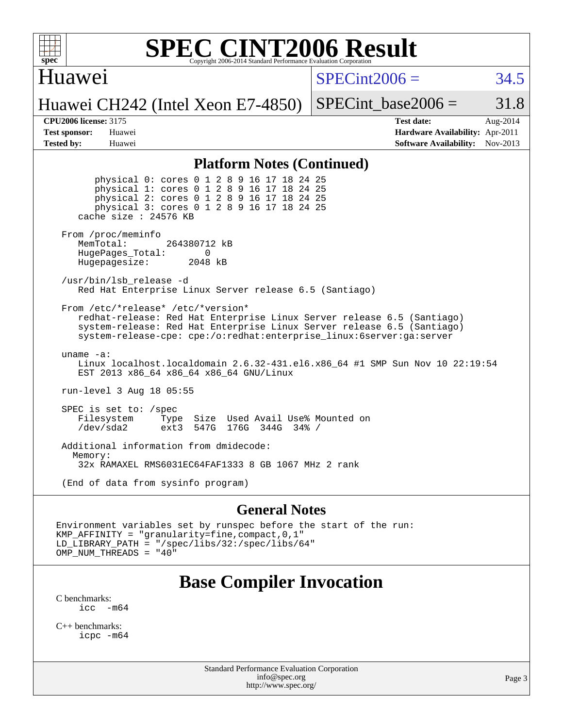## Platform Notes (Continued)

```
        physical 0: cores 0 1 2 8 9 16 17 18 24 25
        physical 1: cores 0 1 2 8 9 16 17 18 24 25
        physical 2: cores 0 1 2 8 9 16 17 18 24 25
        physical 3: cores 0 1 2 8 9 16 17 18 24 25
     cache size : 24576 KB

  From /proc/meminfo
     MemTotal:       264380712 kB
     HugePages_Total:       0
     Hugepagesize:       2048 kB

  /usr/bin/lsb_release -d
     Red Hat Enterprise Linux Server release 6.5 (Santiago)

  From /etc/*release* /etc/*version*
     redhat-release: Red Hat Enterprise Linux Server release 6.5 (Santiago)
     system-release: Red Hat Enterprise Linux Server release 6.5 (Santiago)
     system-release-cpe: cpe:/o:redhat:enterprise_linux:6server:ga:server

  uname -a:
     Linux localhost.localdomain 2.6.32-431.el6.x86_64 #1 SMP Sun Nov 10 22:19:54
     EST 2013 x86_64 x86_64 x86_64 GNU/Linux

  run-level 3 Aug 18 05:55

  SPEC is set to: /spec
     Filesystem     Type  Size  Used Avail Use% Mounted on
     /dev/sda2      ext3  547G  176G  344G  34% /

  Additional information from dmidecode:
    Memory:
     32x RAMAXEL RMS6031EC64FAF1333 8 GB 1067 MHz 2 rank

  (End of data from sysinfo program)
```

## General Notes

```
Environment variables set by runspec before the start of the run:
KMP_AFFINITY = "granularity=fine,compact,0,1"
LD_LIBRARY_PATH = "/spec/libs/32:/spec/libs/64"
OMP_NUM_THREADS = "40"
```

# Base Compiler Invocation

C benchmarks:
    icc  -m64

C++ benchmarks:
    icpc -m64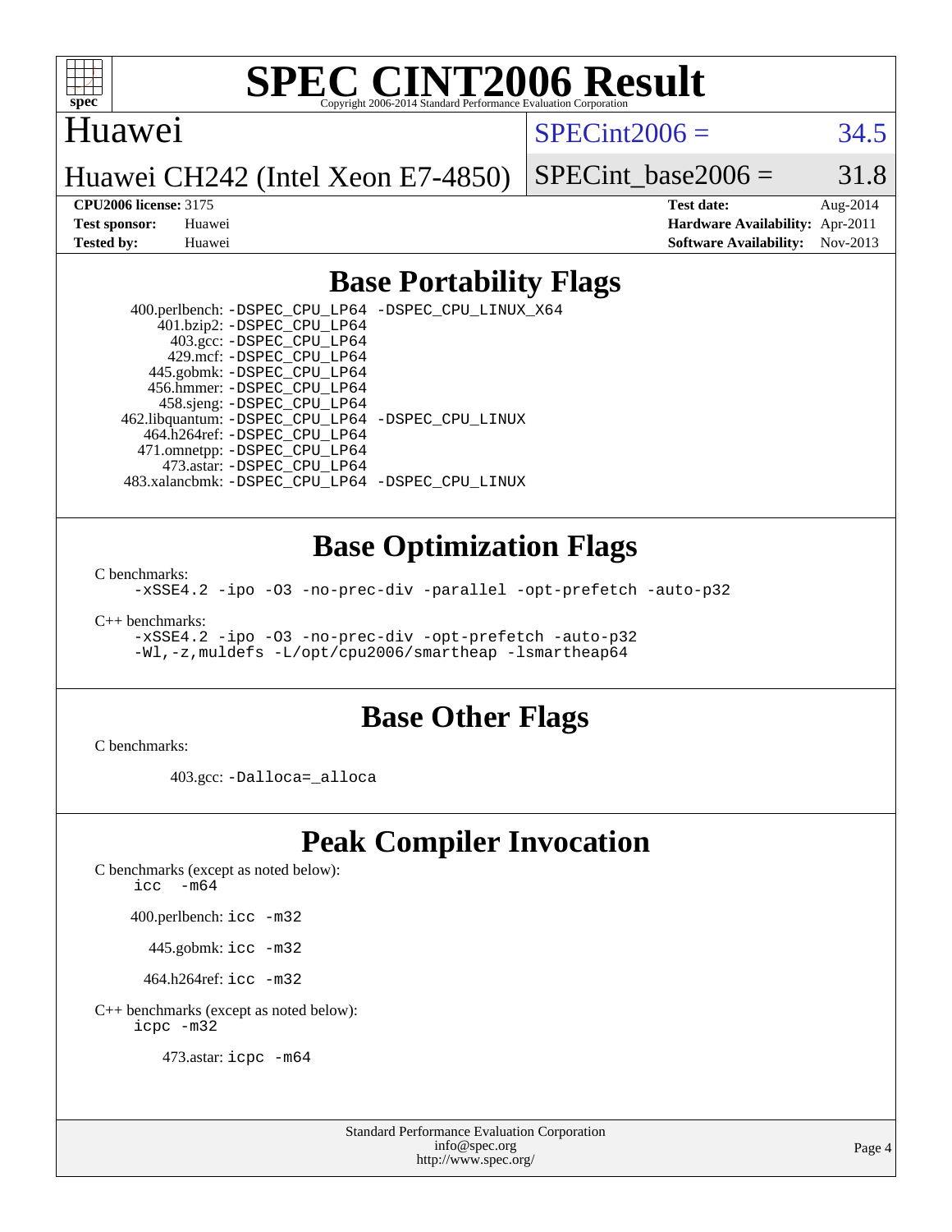# SPEC CINT2006 Result

Huawei

Huawei CH242 (Intel Xeon E7-4850)

SPECint2006 = 34.5

SPECint_base2006 = 31.8

**CPU2006 license:** 3175
**Test sponsor:** Huawei
**Tested by:** Huawei

**Test date:** Aug-2014
**Hardware Availability:** Apr-2011
**Software Availability:** Nov-2013

## Base Portability Flags

400.perlbench: -DSPEC_CPU_LP64 -DSPEC_CPU_LINUX_X64
401.bzip2: -DSPEC_CPU_LP64
403.gcc: -DSPEC_CPU_LP64
429.mcf: -DSPEC_CPU_LP64
445.gobmk: -DSPEC_CPU_LP64
456.hmmer: -DSPEC_CPU_LP64
458.sjeng: -DSPEC_CPU_LP64
462.libquantum: -DSPEC_CPU_LP64 -DSPEC_CPU_LINUX
464.h264ref: -DSPEC_CPU_LP64
471.omnetpp: -DSPEC_CPU_LP64
473.astar: -DSPEC_CPU_LP64
483.xalancbmk: -DSPEC_CPU_LP64 -DSPEC_CPU_LINUX

## Base Optimization Flags

C benchmarks:
-xSSE4.2 -ipo -O3 -no-prec-div -parallel -opt-prefetch -auto-p32

C++ benchmarks:
-xSSE4.2 -ipo -O3 -no-prec-div -opt-prefetch -auto-p32
-Wl,-z,muldefs -L/opt/cpu2006/smartheap -lsmartheap64

## Base Other Flags

C benchmarks:

403.gcc: -Dalloca=_alloca

## Peak Compiler Invocation

C benchmarks (except as noted below):
icc -m64

400.perlbench: icc -m32

445.gobmk: icc -m32

464.h264ref: icc -m32

C++ benchmarks (except as noted below):
icpc -m32

473.astar: icpc -m64

Standard Performance Evaluation Corporation
info@spec.org
http://www.spec.org/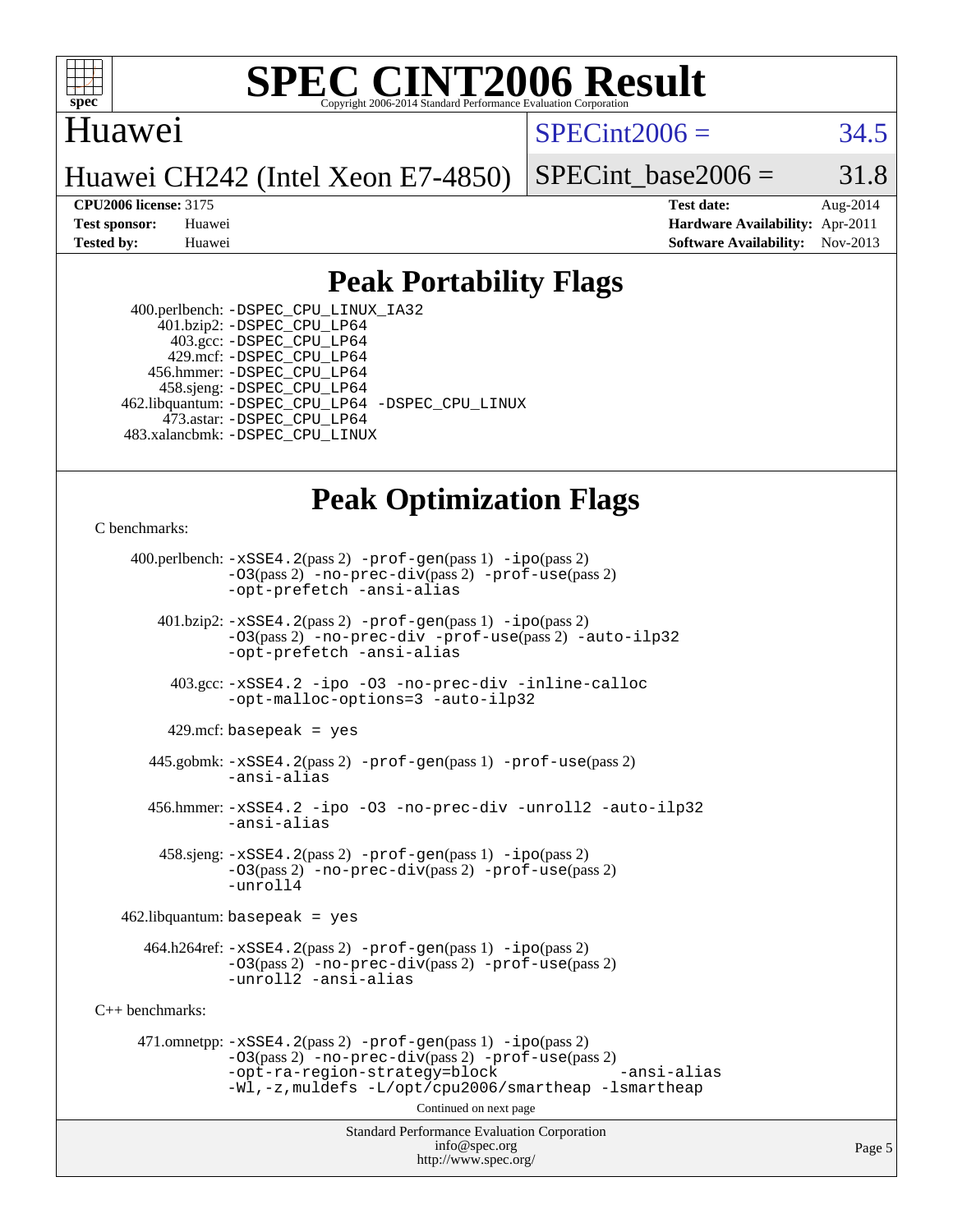# SPEC CINT2006 Result

Huawei

Huawei CH242 (Intel Xeon E7-4850)

SPECint2006 = 34.5

SPECint_base2006 = 31.8

**CPU2006 license:** 3175
**Test sponsor:** Huawei
**Tested by:** Huawei

**Test date:** Aug-2014
**Hardware Availability:** Apr-2011
**Software Availability:** Nov-2013

## Peak Portability Flags

400.perlbench: -DSPEC_CPU_LINUX_IA32
401.bzip2: -DSPEC_CPU_LP64
403.gcc: -DSPEC_CPU_LP64
429.mcf: -DSPEC_CPU_LP64
456.hmmer: -DSPEC_CPU_LP64
458.sjeng: -DSPEC_CPU_LP64
462.libquantum: -DSPEC_CPU_LP64 -DSPEC_CPU_LINUX
473.astar: -DSPEC_CPU_LP64
483.xalancbmk: -DSPEC_CPU_LINUX

## Peak Optimization Flags

C benchmarks:

400.perlbench: -xSSE4.2(pass 2) -prof-gen(pass 1) -ipo(pass 2) -O3(pass 2) -no-prec-div(pass 2) -prof-use(pass 2) -opt-prefetch -ansi-alias

401.bzip2: -xSSE4.2(pass 2) -prof-gen(pass 1) -ipo(pass 2) -O3(pass 2) -no-prec-div -prof-use(pass 2) -auto-ilp32 -opt-prefetch -ansi-alias

403.gcc: -xSSE4.2 -ipo -O3 -no-prec-div -inline-calloc -opt-malloc-options=3 -auto-ilp32

429.mcf: basepeak = yes

445.gobmk: -xSSE4.2(pass 2) -prof-gen(pass 1) -prof-use(pass 2) -ansi-alias

456.hmmer: -xSSE4.2 -ipo -O3 -no-prec-div -unroll2 -auto-ilp32 -ansi-alias

458.sjeng: -xSSE4.2(pass 2) -prof-gen(pass 1) -ipo(pass 2) -O3(pass 2) -no-prec-div(pass 2) -prof-use(pass 2) -unroll4

462.libquantum: basepeak = yes

464.h264ref: -xSSE4.2(pass 2) -prof-gen(pass 1) -ipo(pass 2) -O3(pass 2) -no-prec-div(pass 2) -prof-use(pass 2) -unroll2 -ansi-alias

C++ benchmarks:

471.omnetpp: -xSSE4.2(pass 2) -prof-gen(pass 1) -ipo(pass 2) -O3(pass 2) -no-prec-div(pass 2) -prof-use(pass 2) -opt-ra-region-strategy=block -ansi-alias -Wl,-z,muldefs -L/opt/cpu2006/smartheap -lsmartheap

Continued on next page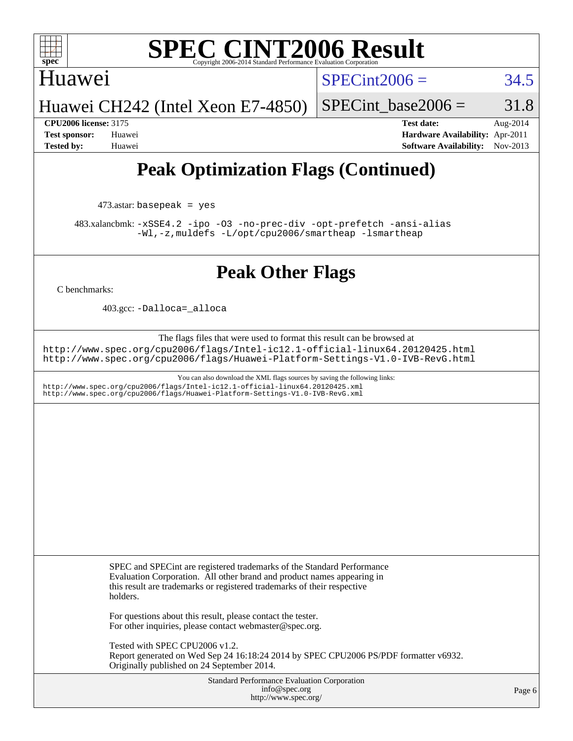# SPEC CINT2006 Result

Copyright 2006-2014 Standard Performance Evaluation Corporation

Huawei

Huawei CH242 (Intel Xeon E7-4850)

SPECint2006 = 34.5

SPECint_base2006 = 31.8

**CPU2006 license:** 3175
**Test sponsor:** Huawei
**Tested by:** Huawei

**Test date:** Aug-2014
**Hardware Availability:** Apr-2011
**Software Availability:** Nov-2013

## Peak Optimization Flags (Continued)

473.astar: `basepeak = yes`

483.xalancbmk: `-xSSE4.2 -ipo -O3 -no-prec-div -opt-prefetch -ansi-alias -Wl,-z,muldefs -L/opt/cpu2006/smartheap -lsmartheap`

## Peak Other Flags

C benchmarks:

403.gcc: `-Dalloca=_alloca`

The flags files that were used to format this result can be browsed at
http://www.spec.org/cpu2006/flags/Intel-ic12.1-official-linux64.20120425.html
http://www.spec.org/cpu2006/flags/Huawei-Platform-Settings-V1.0-IVB-RevG.html

You can also download the XML flags sources by saving the following links:
http://www.spec.org/cpu2006/flags/Intel-ic12.1-official-linux64.20120425.xml
http://www.spec.org/cpu2006/flags/Huawei-Platform-Settings-V1.0-IVB-RevG.xml

SPEC and SPECint are registered trademarks of the Standard Performance Evaluation Corporation. All other brand and product names appearing in this result are trademarks or registered trademarks of their respective holders.

For questions about this result, please contact the tester.
For other inquiries, please contact webmaster@spec.org.

Tested with SPEC CPU2006 v1.2.
Report generated on Wed Sep 24 16:18:24 2014 by SPEC CPU2006 PS/PDF formatter v6932.
Originally published on 24 September 2014.

Standard Performance Evaluation Corporation
info@spec.org
http://www.spec.org/